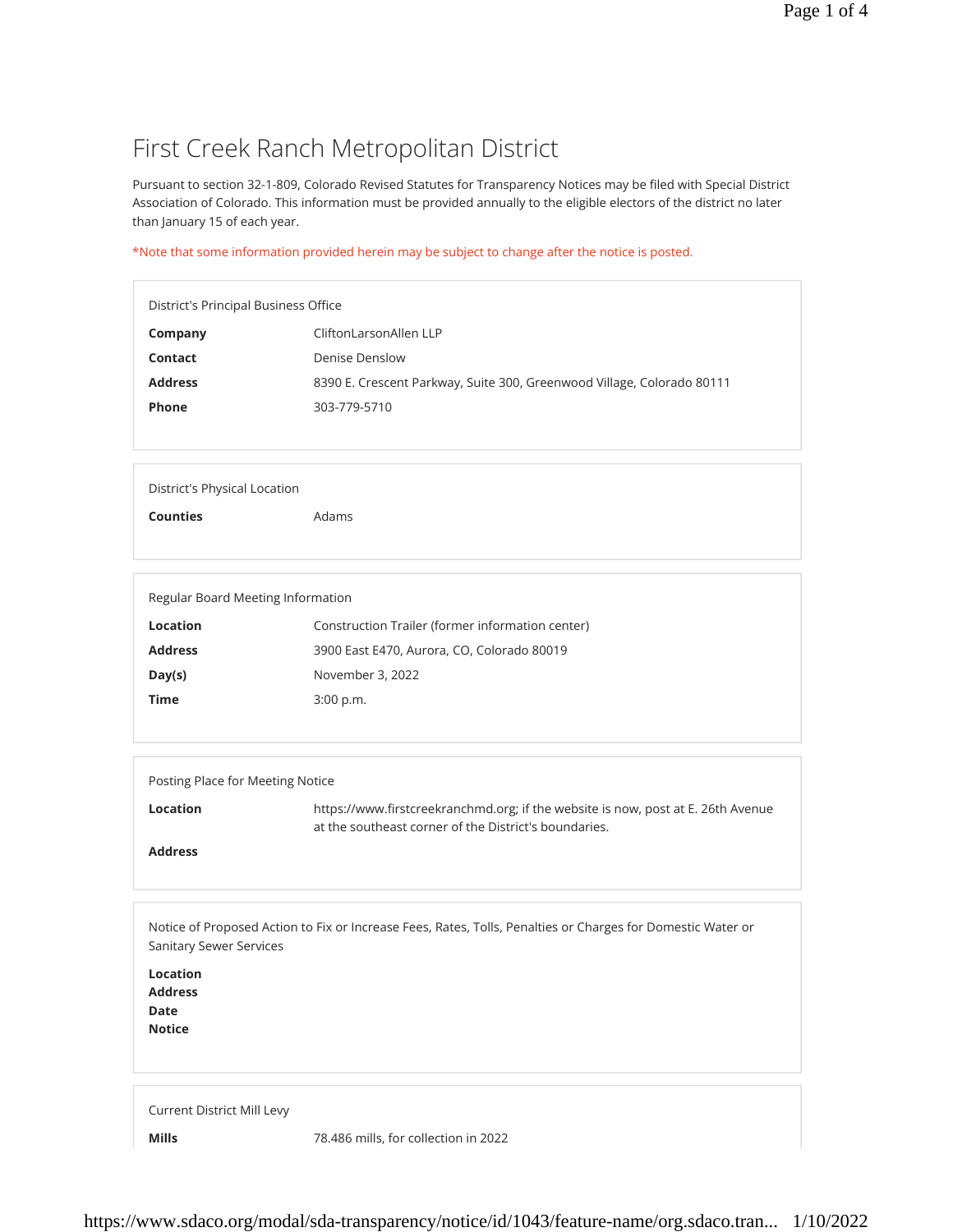# First Creek Ranch Metropolitan District

Pursuant to section 32-1-809, Colorado Revised Statutes for Transparency Notices may be filed with Special District Association of Colorado. This information must be provided annually to the eligible electors of the district no later than January 15 of each year.

*Note that some information provided herein may be subject to change after the notice is posted.

### District's Principal Business Office

| | |
|---|---|
| **Company** | CliftonLarsonAllen LLP |
| **Contact** | Denise Denslow |
| **Address** | 8390 E. Crescent Parkway, Suite 300, Greenwood Village, Colorado 80111 |
| **Phone** | 303-779-5710 |

### District's Physical Location

| | |
|---|---|
| **Counties** | Adams |

### Regular Board Meeting Information

| | |
|---|---|
| **Location** | Construction Trailer (former information center) |
| **Address** | 3900 East E470, Aurora, CO, Colorado 80019 |
| **Day(s)** | November 3, 2022 |
| **Time** | 3:00 p.m. |

### Posting Place for Meeting Notice

| | |
|---|---|
| **Location** | https://www.firstcreekranchmd.org; if the website is now, post at E. 26th Avenue at the southeast corner of the District's boundaries. |
| **Address** | |

### Notice of Proposed Action to Fix or Increase Fees, Rates, Tolls, Penalties or Charges for Domestic Water or Sanitary Sewer Services

| | |
|---|---|
| **Location** | |
| **Address** | |
| **Date** | |
| **Notice** | |

### Current District Mill Levy

| | |
|---|---|
| **Mills** | 78.486 mills, for collection in 2022 |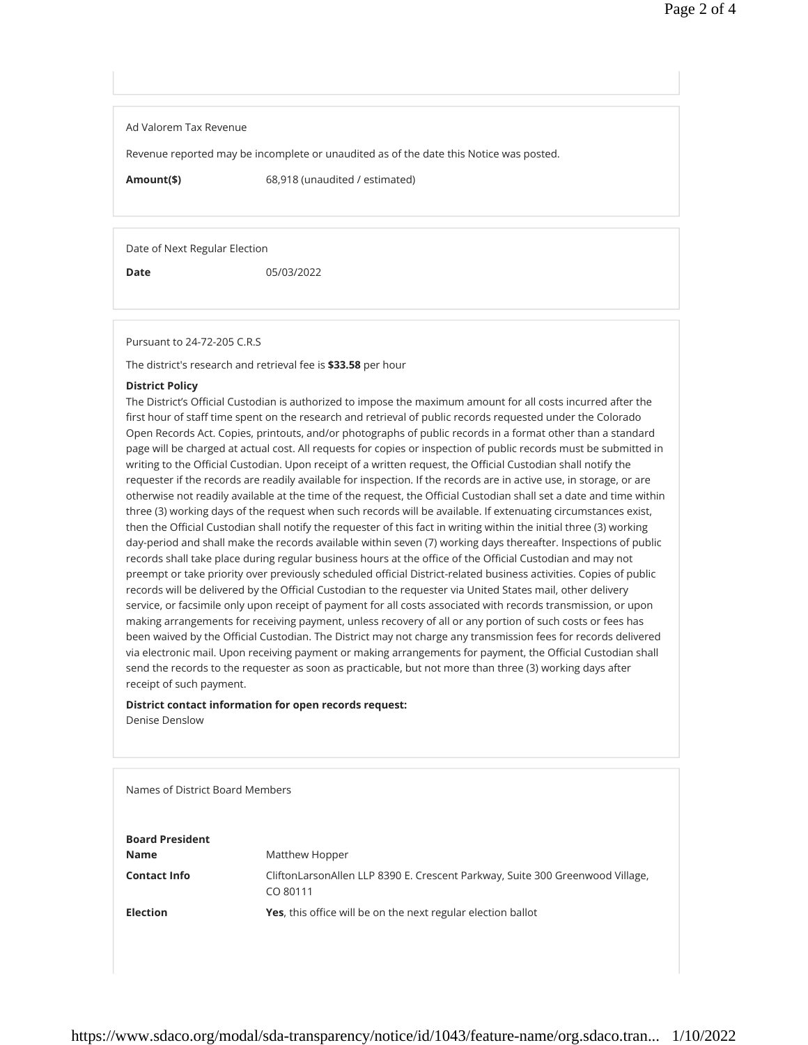Ad Valorem Tax Revenue

Revenue reported may be incomplete or unaudited as of the date this Notice was posted.

| **Amount($)** | 68,918 (unaudited / estimated) |
|---|---|

Date of Next Regular Election

| **Date** | 05/03/2022 |
|---|---|

Pursuant to 24-72-205 C.R.S

The district's research and retrieval fee is **$33.58** per hour

**District Policy**

The District's Official Custodian is authorized to impose the maximum amount for all costs incurred after the first hour of staff time spent on the research and retrieval of public records requested under the Colorado Open Records Act. Copies, printouts, and/or photographs of public records in a format other than a standard page will be charged at actual cost. All requests for copies or inspection of public records must be submitted in writing to the Official Custodian. Upon receipt of a written request, the Official Custodian shall notify the requester if the records are readily available for inspection. If the records are in active use, in storage, or are otherwise not readily available at the time of the request, the Official Custodian shall set a date and time within three (3) working days of the request when such records will be available. If extenuating circumstances exist, then the Official Custodian shall notify the requester of this fact in writing within the initial three (3) working day-period and shall make the records available within seven (7) working days thereafter. Inspections of public records shall take place during regular business hours at the office of the Official Custodian and may not preempt or take priority over previously scheduled official District-related business activities. Copies of public records will be delivered by the Official Custodian to the requester via United States mail, other delivery service, or facsimile only upon receipt of payment for all costs associated with records transmission, or upon making arrangements for receiving payment, unless recovery of all or any portion of such costs or fees has been waived by the Official Custodian. The District may not charge any transmission fees for records delivered via electronic mail. Upon receiving payment or making arrangements for payment, the Official Custodian shall send the records to the requester as soon as practicable, but not more than three (3) working days after receipt of such payment.

**District contact information for open records request:**
Denise Denslow

Names of District Board Members

**Board President**

| **Name** | Matthew Hopper |
|---|---|
| **Contact Info** | CliftonLarsonAllen LLP 8390 E. Crescent Parkway, Suite 300 Greenwood Village, CO 80111 |
| **Election** | **Yes**, this office will be on the next regular election ballot |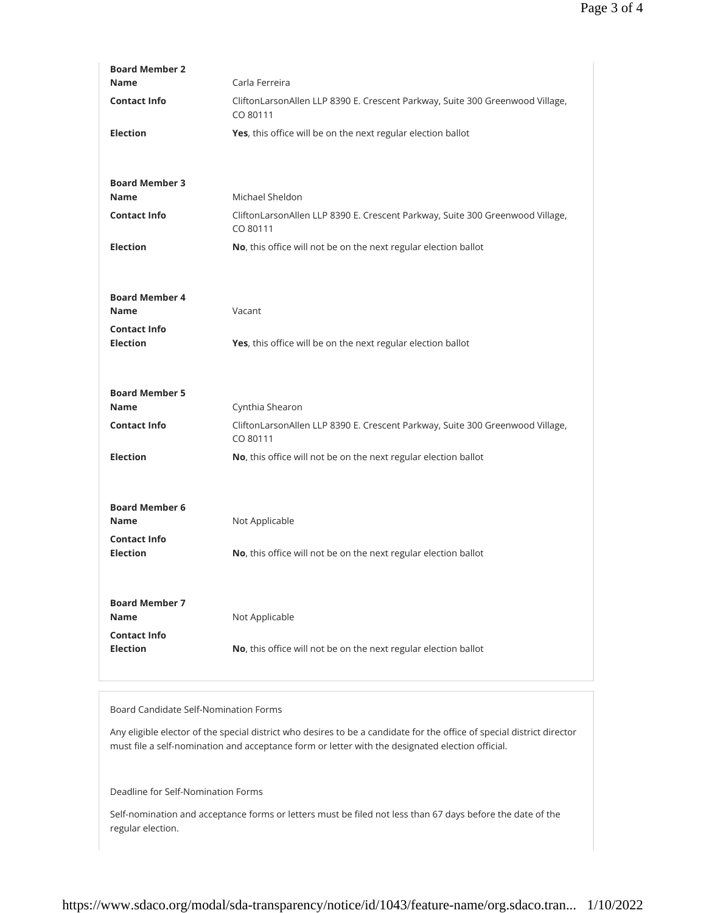**Board Member 2**

**Name** Carla Ferreira

**Contact Info** CliftonLarsonAllen LLP 8390 E. Crescent Parkway, Suite 300 Greenwood Village, CO 80111

**Election** **Yes**, this office will be on the next regular election ballot

**Board Member 3**

**Name** Michael Sheldon

**Contact Info** CliftonLarsonAllen LLP 8390 E. Crescent Parkway, Suite 300 Greenwood Village, CO 80111

**Election** **No**, this office will not be on the next regular election ballot

**Board Member 4**

**Name** Vacant

**Contact Info**

**Election** **Yes**, this office will be on the next regular election ballot

**Board Member 5**

**Name** Cynthia Shearon

**Contact Info** CliftonLarsonAllen LLP 8390 E. Crescent Parkway, Suite 300 Greenwood Village, CO 80111

**Election** **No**, this office will not be on the next regular election ballot

**Board Member 6**

**Name** Not Applicable

**Contact Info**

**Election** **No**, this office will not be on the next regular election ballot

**Board Member 7**

**Name** Not Applicable

**Contact Info**

**Election** **No**, this office will not be on the next regular election ballot

Board Candidate Self-Nomination Forms

Any eligible elector of the special district who desires to be a candidate for the office of special district director must file a self-nomination and acceptance form or letter with the designated election official.

Deadline for Self-Nomination Forms

Self-nomination and acceptance forms or letters must be filed not less than 67 days before the date of the regular election.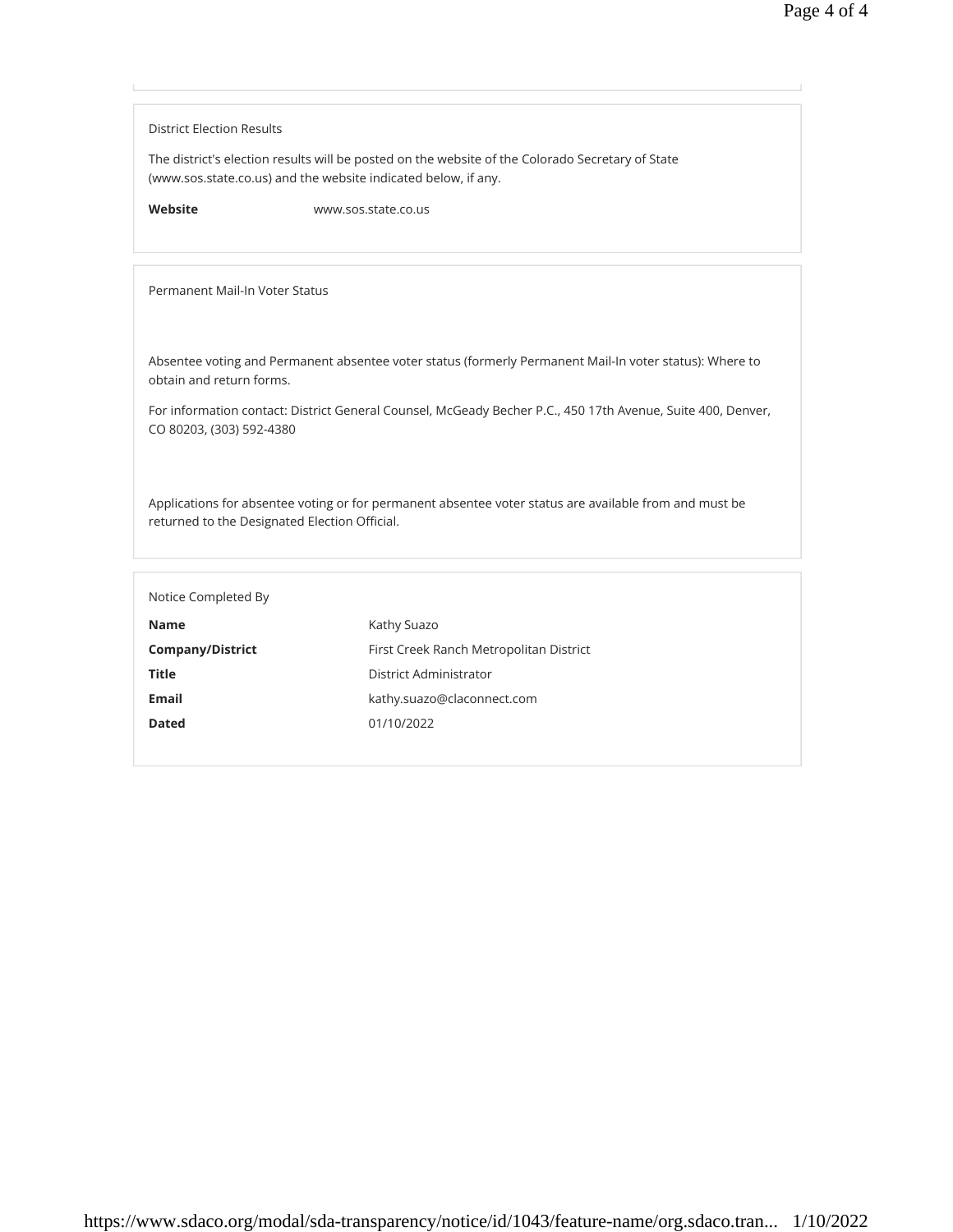### District Election Results

The district's election results will be posted on the website of the Colorado Secretary of State (www.sos.state.co.us) and the website indicated below, if any.

| | |
|---|---|
| **Website** | www.sos.state.co.us |

### Permanent Mail-In Voter Status

Absentee voting and Permanent absentee voter status (formerly Permanent Mail-In voter status): Where to obtain and return forms.

For information contact: District General Counsel, McGeady Becher P.C., 450 17th Avenue, Suite 400, Denver, CO 80203, (303) 592-4380

Applications for absentee voting or for permanent absentee voter status are available from and must be returned to the Designated Election Official.

### Notice Completed By

| | |
|---|---|
| **Name** | Kathy Suazo |
| **Company/District** | First Creek Ranch Metropolitan District |
| **Title** | District Administrator |
| **Email** | kathy.suazo@claconnect.com |
| **Dated** | 01/10/2022 |

https://www.sdaco.org/modal/sda-transparency/notice/id/1043/feature-name/org.sdaco.tran... 1/10/2022